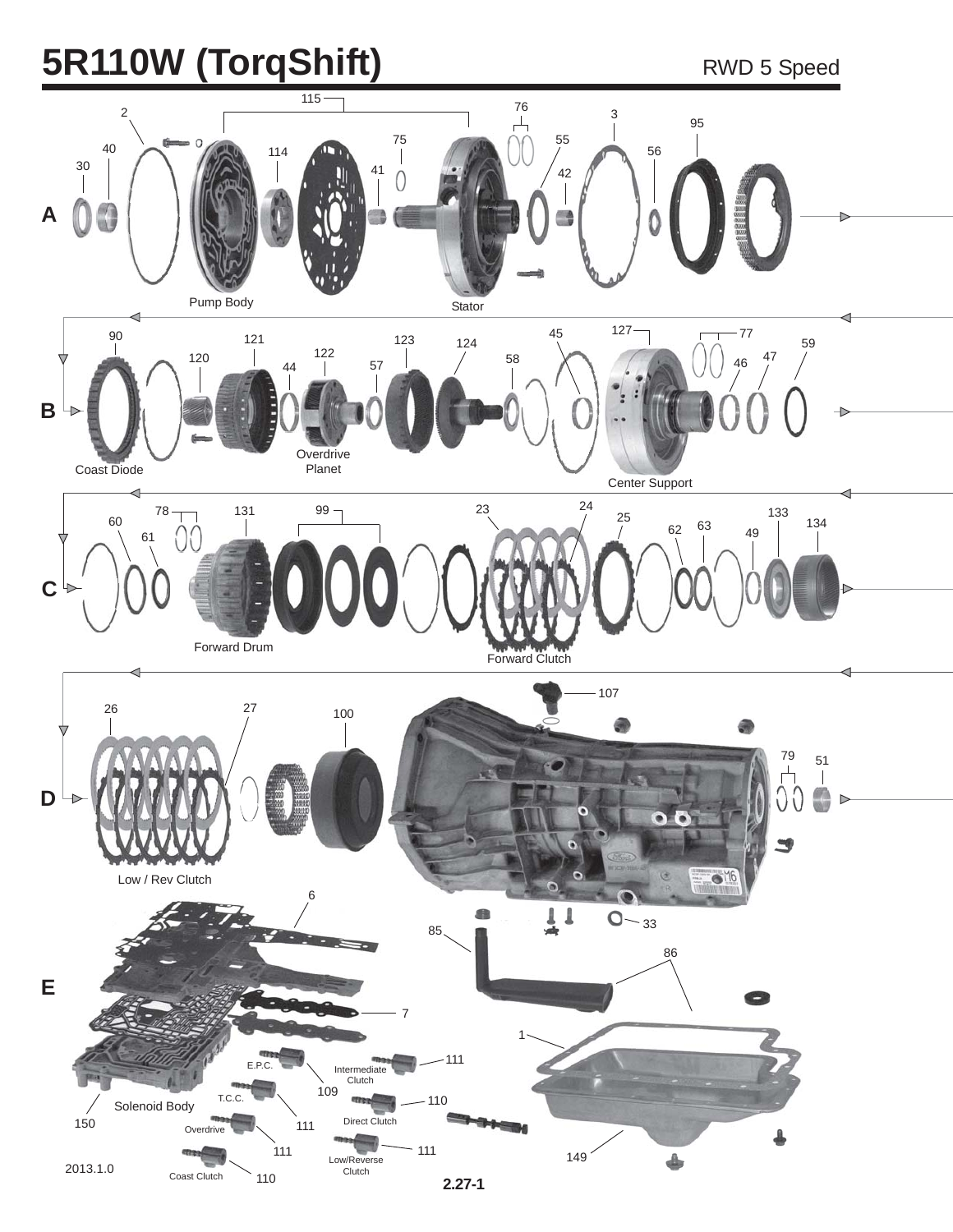# 5R110W (TorqShift)

RWD 5 Speed

**A**

115, 2, 76, 3, 95, 40, 114, 75, 55, 56, 30, 41, 42

Pump Body

Stator

**B**

90, 121, 123, 124, 45, 127, 77, 59, 120, 122, 58, 47, 44, 57, 46

Coast Diode

Overdrive Planet

Center Support

**C**

78, 131, 99, 23, 24, 25, 133, 60, 63, 134, 61, 62, 49

Forward Drum

Forward Clutch

**D**

107, 26, 27, 100, 79, 51

Low / Rev Clutch

**E**

6, 33, 85, 86, 7, 1, 111, 109, 110, 150, 111, 111, 111, 149, 110

E.P.C.

Intermediate Clutch

T.C.C.

Solenoid Body

Direct Clutch

Overdrive

Low/Reverse Clutch

Coast Clutch

2013.1.0

2.27-1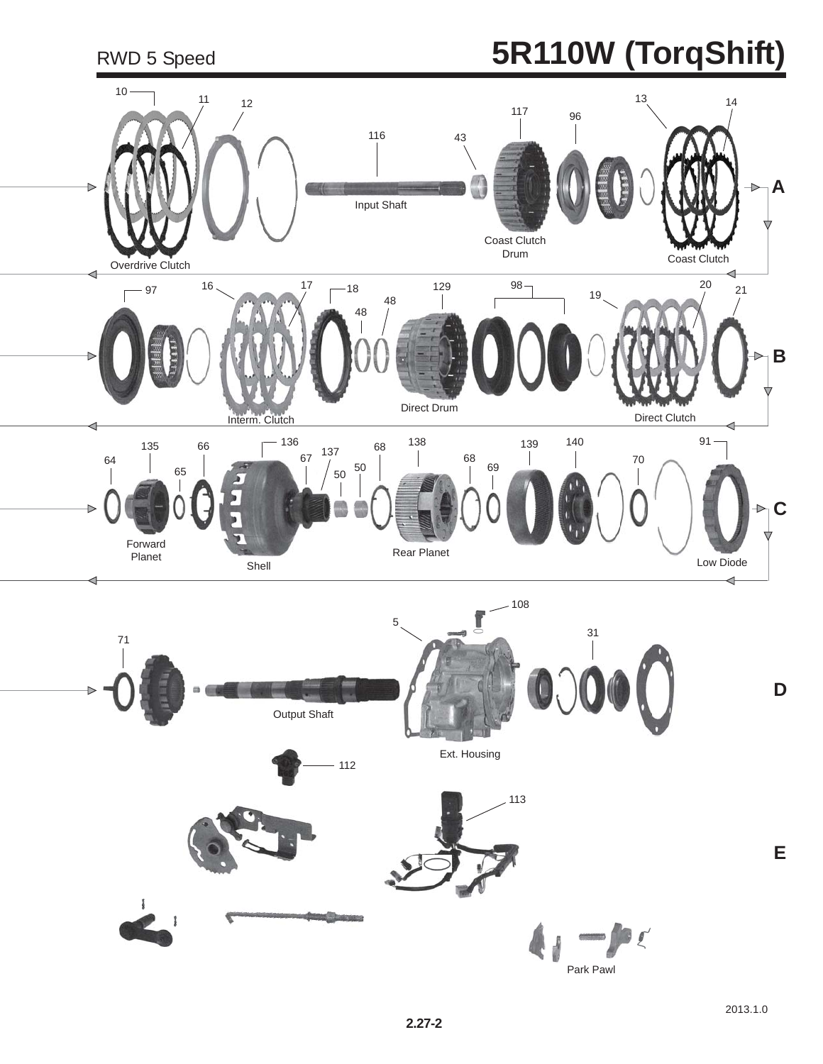RWD 5 Speed

# 5R110W (TorqShift)

10 11 12 116 43 117 96 13 14

Input Shaft

Coast Clutch Drum

Coast Clutch

Overdrive Clutch

**A**

97 16 17 18 48 48 129 98 19 20 21

Interm. Clutch

Direct Drum

Direct Clutch

**B**

64 135 66 65 136 67 137 50 50 68 138 68 69 139 140 70 91

Forward Planet

Shell

Rear Planet

Low Diode

**C**

71 5 108 31

Output Shaft

Ext. Housing

**D**

112 113

**E**

Park Pawl

2013.1.0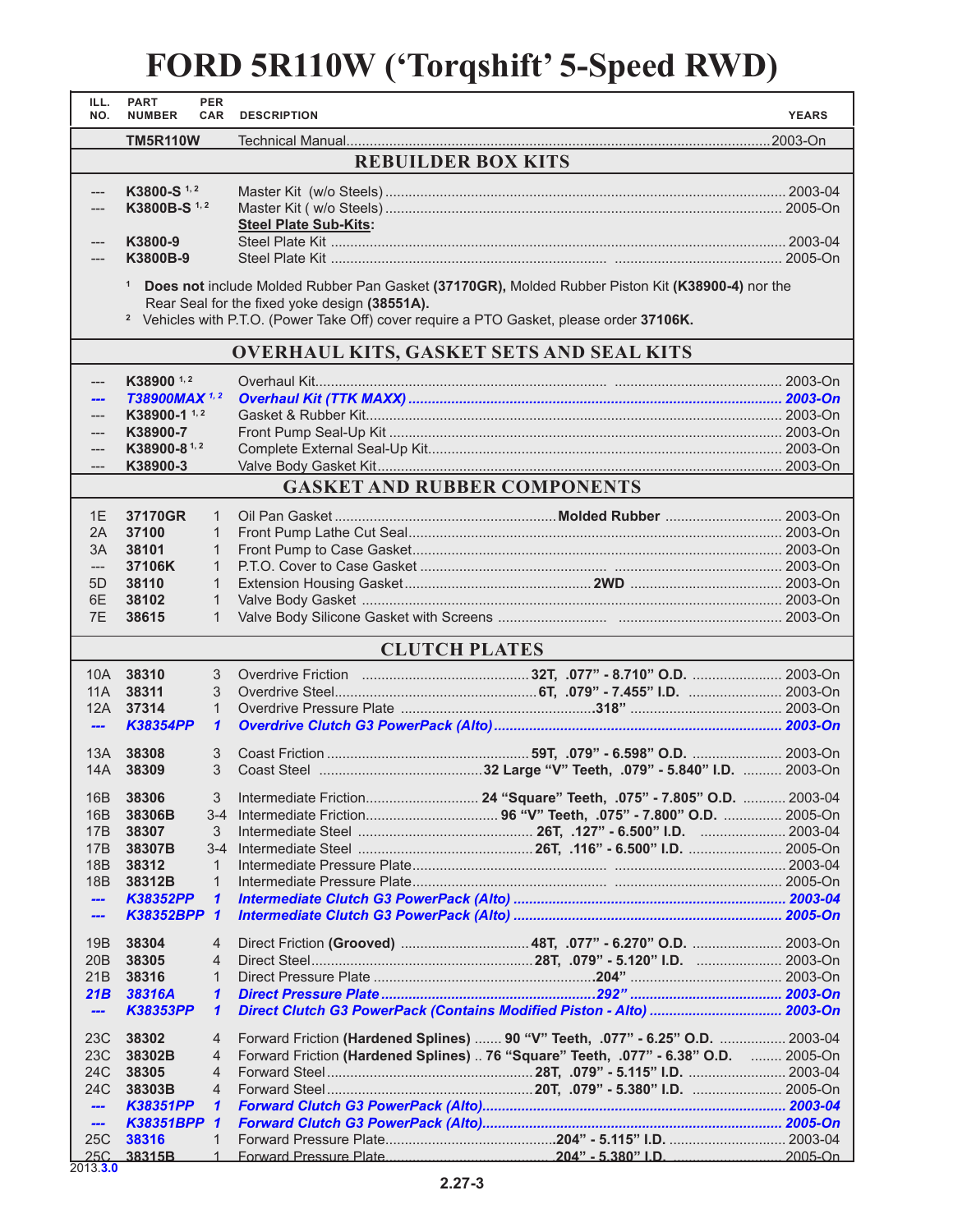# FORD 5R110W ('Torqshift' 5-Speed RWD)

| ILL. NO. | PART NUMBER | PER CAR | DESCRIPTION | YEARS |
|---|---|---|---|---|
| | **TM5R110W** | | Technical Manual | 2003-On |
| | | | **REBUILDER BOX KITS** | |
| --- | **K3800-S** [1, 2] | | Master Kit (w/o Steels) | 2003-04 |
| --- | **K3800B-S** [1, 2] | | Master Kit ( w/o Steels) | 2005-On |
| | | | **Steel Plate Sub-Kits:** | |
| --- | **K3800-9** | | Steel Plate Kit | 2003-04 |
| --- | **K3800B-9** | | Steel Plate Kit | 2005-On |
| | | | **OVERHAUL KITS, GASKET SETS AND SEAL KITS** | |
| --- | **K38900** [1, 2] | | Overhaul Kit | 2003-On |
| ***---*** | ***T38900MAX*** [1, 2] | | ***Overhaul Kit (TTK MAXX)*** | ***2003-On*** |
| --- | **K38900-1** [1, 2] | | Gasket & Rubber Kit | 2003-On |
| --- | **K38900-7** | | Front Pump Seal-Up Kit | 2003-On |
| --- | **K38900-8** [1, 2] | | Complete External Seal-Up Kit | 2003-On |
| --- | **K38900-3** | | Valve Body Gasket Kit | 2003-On |
| | | | **GASKET AND RUBBER COMPONENTS** | |
| 1E | **37170GR** | 1 | Oil Pan Gasket ... **Molded Rubber** | 2003-On |
| 2A | **37100** | 1 | Front Pump Lathe Cut Seal | 2003-On |
| 3A | **38101** | 1 | Front Pump to Case Gasket | 2003-On |
| --- | **37106K** | 1 | P.T.O. Cover to Case Gasket | 2003-On |
| 5D | **38110** | 1 | Extension Housing Gasket ... **2WD** | 2003-On |
| 6E | **38102** | 1 | Valve Body Gasket | 2003-On |
| 7E | **38615** | 1 | Valve Body Silicone Gasket with Screens | 2003-On |
| | | | **CLUTCH PLATES** | |
| 10A | **38310** | 3 | Overdrive Friction ... **32T, .077" - 8.710" O.D.** | 2003-On |
| 11A | **38311** | 3 | Overdrive Steel ... **6T, .079" - 7.455" I.D.** | 2003-On |
| 12A | **37314** | 1 | Overdrive Pressure Plate ... **.318"** | 2003-On |
| ***---*** | ***K38354PP*** | ***1*** | ***Overdrive Clutch G3 PowerPack (Alto)*** | ***2003-On*** |
| 13A | **38308** | 3 | Coast Friction ... **59T, .079" - 6.598" O.D.** | 2003-On |
| 14A | **38309** | 3 | Coast Steel ... **32 Large "V" Teeth, .079" - 5.840" I.D.** | 2003-On |
| 16B | **38306** | 3 | Intermediate Friction ... **24 "Square" Teeth, .075" - 7.805" O.D.** | 2003-04 |
| 16B | **38306B** | 3-4 | Intermediate Friction ... **96 "V" Teeth, .075" - 7.800" O.D.** | 2005-On |
| 17B | **38307** | 3 | Intermediate Steel ... **26T, .127" - 6.500" I.D.** | 2003-04 |
| 17B | **38307B** | 3-4 | Intermediate Steel ... **26T, .116" - 6.500" I.D.** | 2005-On |
| 18B | **38312** | 1 | Intermediate Pressure Plate | 2003-04 |
| 18B | **38312B** | 1 | Intermediate Pressure Plate | 2005-On |
| ***---*** | ***K38352PP*** | ***1*** | ***Intermediate Clutch G3 PowerPack (Alto)*** | ***2003-04*** |
| ***---*** | ***K38352BPP*** | ***1*** | ***Intermediate Clutch G3 PowerPack (Alto)*** | ***2005-On*** |
| 19B | **38304** | 4 | Direct Friction **(Grooved)** ... **48T, .077" - 6.270" O.D.** | 2003-On |
| 20B | **38305** | 4 | Direct Steel ... **28T, .079" - 5.120" I.D.** | 2003-On |
| 21B | **38316** | 1 | Direct Pressure Plate ... **.204"** | 2003-On |
| ***21B*** | ***38316A*** | ***1*** | ***Direct Pressure Plate ... .292"*** | ***2003-On*** |
| ***---*** | ***K38353PP*** | ***1*** | ***Direct Clutch G3 PowerPack (Contains Modified Piston - Alto)*** | ***2003-On*** |
| 23C | **38302** | 4 | Forward Friction **(Hardened Splines)** ... **90 "V" Teeth, .077" - 6.25" O.D.** | 2003-04 |
| 23C | **38302B** | 4 | Forward Friction **(Hardened Splines)** .. **76 "Square" Teeth, .077" - 6.38" O.D.** | 2005-On |
| 24C | **38305** | 4 | Forward Steel ... **28T, .079" - 5.115" I.D.** | 2003-04 |
| 24C | **38303B** | 4 | Forward Steel ... **20T, .079" - 5.380" I.D.** | 2005-On |
| ***---*** | ***K38351PP*** | ***1*** | ***Forward Clutch G3 PowerPack (Alto)*** | ***2003-04*** |
| ***---*** | ***K38351BPP*** | ***1*** | ***Forward Clutch G3 PowerPack (Alto)*** | ***2005-On*** |
| 25C | **38316** | 1 | Forward Pressure Plate ... **.204" - 5.115" I.D.** | 2003-04 |
| 25C | **38315B** | 1 | Forward Pressure Plate ... **.204" - 5.380" I.D.** | 2005-On |

[1] **Does not** include Molded Rubber Pan Gasket **(37170GR),** Molded Rubber Piston Kit **(K38900-4)** nor the Rear Seal for the fixed yoke design **(38551A).**

[2] Vehicles with P.T.O. (Power Take Off) cover require a PTO Gasket, please order **37106K.**

2013.3.0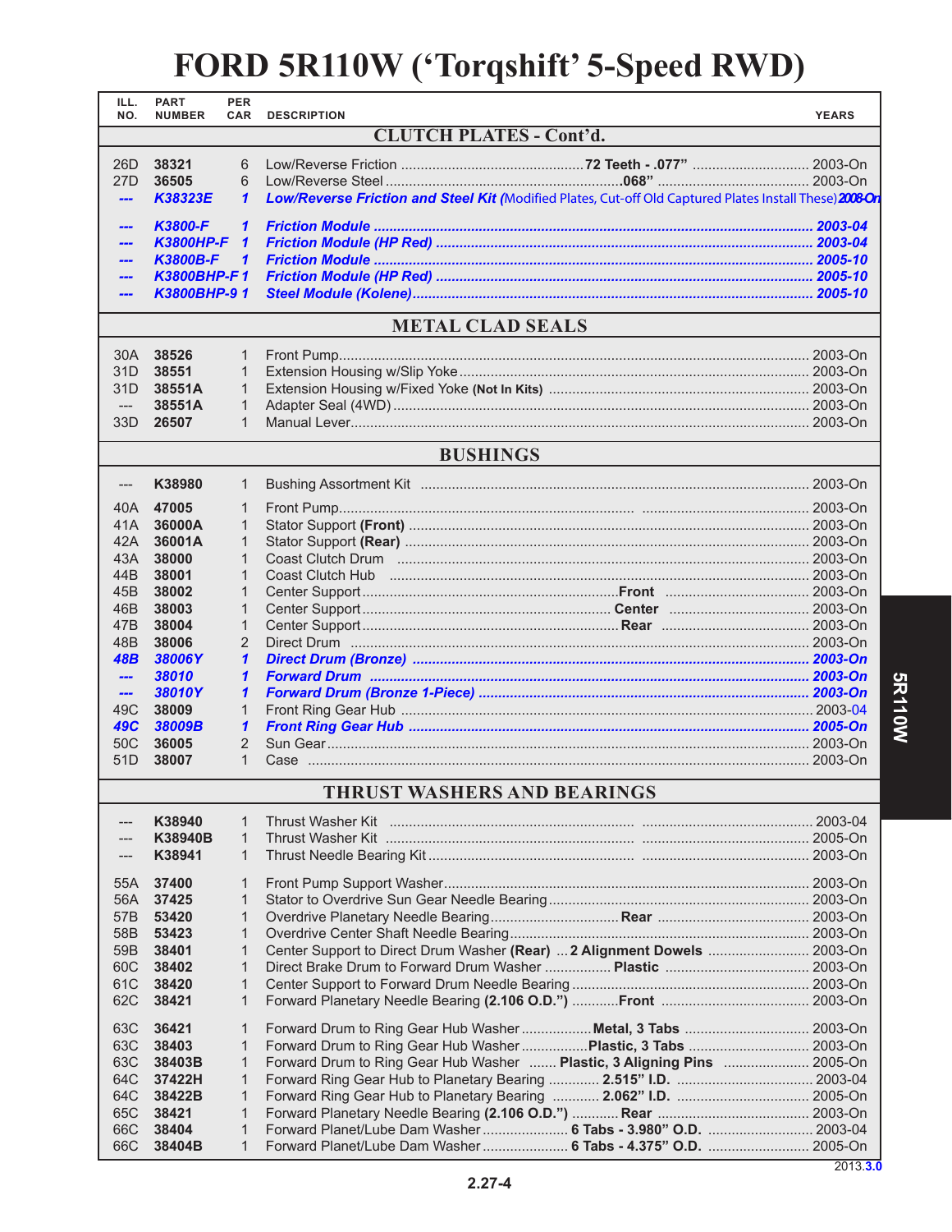# FORD 5R110W ('Torqshift' 5-Speed RWD)

| ILL. NO. | PART NUMBER | PER CAR | DESCRIPTION | YEARS |
|---|---|---|---|---|
| | | | **CLUTCH PLATES - Cont'd.** | |
| 26D | 38321 | 6 | Low/Reverse Friction ........ **72 Teeth - .077"** | 2003-On |
| 27D | 36505 | 6 | Low/Reverse Steel ........ **.068"** | 2003-On |
| --- | *K38323E* | *1* | ***Low/Reverse Friction and Steel Kit*** *(Modified Plates, Cut-off Old Captured Plates Install These)* | *2008-On* |
| --- | *K3800-F* | *1* | ***Friction Module*** | *2003-04* |
| --- | *K3800HP-F* | *1* | ***Friction Module (HP Red)*** | *2003-04* |
| --- | *K3800B-F* | *1* | ***Friction Module*** | *2005-10* |
| --- | *K3800BHP-F* | *1* | ***Friction Module (HP Red)*** | *2005-10* |
| --- | *K3800BHP-9* | *1* | ***Steel Module (Kolene)*** | *2005-10* |
| | | | **METAL CLAD SEALS** | |
| 30A | 38526 | 1 | Front Pump | 2003-On |
| 31D | 38551 | 1 | Extension Housing w/Slip Yoke | 2003-On |
| 31D | 38551A | 1 | Extension Housing w/Fixed Yoke **(Not In Kits)** | 2003-On |
| --- | 38551A | 1 | Adapter Seal (4WD) | 2003-On |
| 33D | 26507 | 1 | Manual Lever | 2003-On |
| | | | **BUSHINGS** | |
| --- | K38980 | 1 | Bushing Assortment Kit | 2003-On |
| 40A | 47005 | 1 | Front Pump | 2003-On |
| 41A | 36000A | 1 | Stator Support **(Front)** | 2003-On |
| 42A | 36001A | 1 | Stator Support **(Rear)** | 2003-On |
| 43A | 38000 | 1 | Coast Clutch Drum | 2003-On |
| 44B | 38001 | 1 | Coast Clutch Hub | 2003-On |
| 45B | 38002 | 1 | Center Support ........ **Front** | 2003-On |
| 46B | 38003 | 1 | Center Support ........ **Center** | 2003-On |
| 47B | 38004 | 1 | Center Support ........ **Rear** | 2003-On |
| 48B | 38006 | 2 | Direct Drum | 2003-On |
| *48B* | *38006Y* | *1* | ***Direct Drum (Bronze)*** | *2003-On* |
| --- | *38010* | *1* | ***Forward Drum*** | *2003-On* |
| --- | *38010Y* | *1* | ***Forward Drum (Bronze 1-Piece)*** | *2003-On* |
| 49C | 38009 | 1 | Front Ring Gear Hub | 2003-04 |
| *49C* | *38009B* | *1* | ***Front Ring Gear Hub*** | *2005-On* |
| 50C | 36005 | 2 | Sun Gear | 2003-On |
| 51D | 38007 | 1 | Case | 2003-On |
| | | | **THRUST WASHERS AND BEARINGS** | |
| --- | K38940 | 1 | Thrust Washer Kit | 2003-04 |
| --- | K38940B | 1 | Thrust Washer Kit | 2005-On |
| --- | K38941 | 1 | Thrust Needle Bearing Kit | 2003-On |
| 55A | 37400 | 1 | Front Pump Support Washer | 2003-On |
| 56A | 37425 | 1 | Stator to Overdrive Sun Gear Needle Bearing | 2003-On |
| 57B | 53420 | 1 | Overdrive Planetary Needle Bearing ........ **Rear** | 2003-On |
| 58B | 53423 | 1 | Overdrive Center Shaft Needle Bearing | 2003-On |
| 59B | 38401 | 1 | Center Support to Direct Drum Washer **(Rear)** ... **2 Alignment Dowels** | 2003-On |
| 60C | 38402 | 1 | Direct Brake Drum to Forward Drum Washer ........ **Plastic** | 2003-On |
| 61C | 38420 | 1 | Center Support to Forward Drum Needle Bearing | 2003-On |
| 62C | 38421 | 1 | Forward Planetary Needle Bearing **(2.106 O.D.")** ........ **Front** | 2003-On |
| 63C | 36421 | 1 | Forward Drum to Ring Gear Hub Washer ........ **Metal, 3 Tabs** | 2003-On |
| 63C | 38403 | 1 | Forward Drum to Ring Gear Hub Washer ........ **Plastic, 3 Tabs** | 2003-On |
| 63C | 38403B | 1 | Forward Drum to Ring Gear Hub Washer ....... **Plastic, 3 Aligning Pins** | 2005-On |
| 64C | 37422H | 1 | Forward Ring Gear Hub to Planetary Bearing ........ **2.515" I.D.** | 2003-04 |
| 64C | 38422B | 1 | Forward Ring Gear Hub to Planetary Bearing ........ **2.062" I.D.** | 2005-On |
| 65C | 38421 | 1 | Forward Planetary Needle Bearing **(2.106 O.D.")** ........ **Rear** | 2003-On |
| 66C | 38404 | 1 | Forward Planet/Lube Dam Washer ........ **6 Tabs - 3.980" O.D.** | 2003-04 |
| 66C | 38404B | 1 | Forward Planet/Lube Dam Washer ........ **6 Tabs - 4.375" O.D.** | 2005-On |

2013.3.0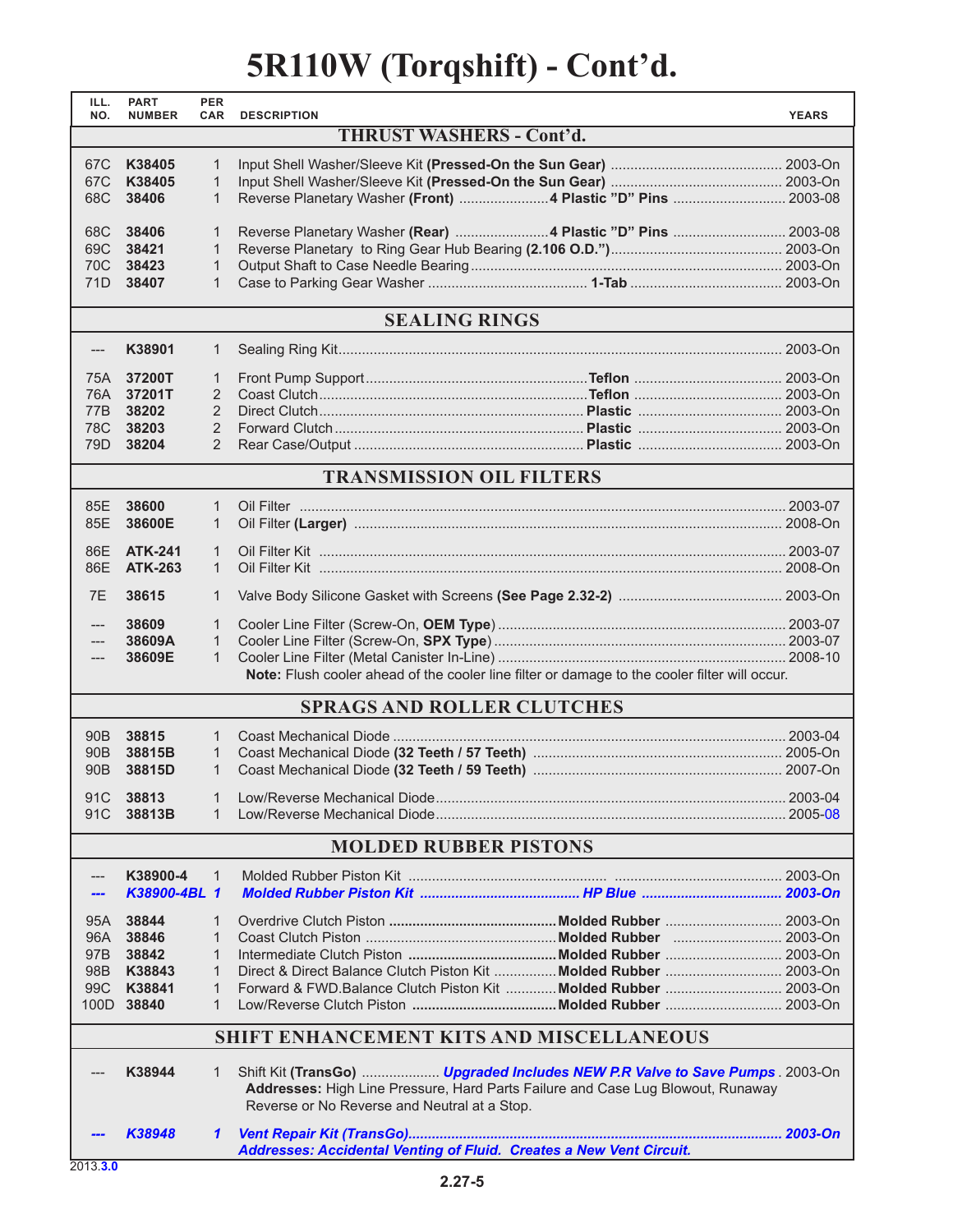# 5R110W (Torqshift) - Cont'd.

| ILL. NO. | PART NUMBER | PER CAR | DESCRIPTION | YEARS |
|---|---|---|---|---|
| | | | **THRUST WASHERS - Cont'd.** | |
| 67C | **K38405** | 1 | Input Shell Washer/Sleeve Kit **(Pressed-On the Sun Gear)** | 2003-On |
| 67C | **K38405** | 1 | Input Shell Washer/Sleeve Kit **(Pressed-On the Sun Gear)** | 2003-On |
| 68C | **38406** | 1 | Reverse Planetary Washer **(Front)** ...... **4 Plastic "D" Pins** | 2003-08 |
| 68C | **38406** | 1 | Reverse Planetary Washer **(Rear)** ...... **4 Plastic "D" Pins** | 2003-08 |
| 69C | **38421** | 1 | Reverse Planetary to Ring Gear Hub Bearing **(2.106 O.D.")** | 2003-On |
| 70C | **38423** | 1 | Output Shaft to Case Needle Bearing | 2003-On |
| 71D | **38407** | 1 | Case to Parking Gear Washer ...... **1-Tab** | 2003-On |
| | | | **SEALING RINGS** | |
| --- | **K38901** | 1 | Sealing Ring Kit | 2003-On |
| 75A | **37200T** | 1 | Front Pump Support ...... **Teflon** | 2003-On |
| 76A | **37201T** | 2 | Coast Clutch ...... **Teflon** | 2003-On |
| 77B | **38202** | 2 | Direct Clutch ...... **Plastic** | 2003-On |
| 78C | **38203** | 2 | Forward Clutch ...... **Plastic** | 2003-On |
| 79D | **38204** | 2 | Rear Case/Output ...... **Plastic** | 2003-On |
| | | | **TRANSMISSION OIL FILTERS** | |
| 85E | **38600** | 1 | Oil Filter | 2003-07 |
| 85E | **38600E** | 1 | Oil Filter **(Larger)** | 2008-On |
| 86E | **ATK-241** | 1 | Oil Filter Kit | 2003-07 |
| 86E | **ATK-263** | 1 | Oil Filter Kit | 2008-On |
| 7E | **38615** | 1 | Valve Body Silicone Gasket with Screens **(See Page 2.32-2)** | 2003-On |
| --- | **38609** | 1 | Cooler Line Filter (Screw-On, **OEM Type**) | 2003-07 |
| --- | **38609A** | 1 | Cooler Line Filter (Screw-On, **SPX Type**) | 2003-07 |
| --- | **38609E** | 1 | Cooler Line Filter (Metal Canister In-Line) | 2008-10 |
| | | | **Note:** Flush cooler ahead of the cooler line filter or damage to the cooler filter will occur. | |
| | | | **SPRAGS AND ROLLER CLUTCHES** | |
| 90B | **38815** | 1 | Coast Mechanical Diode | 2003-04 |
| 90B | **38815B** | 1 | Coast Mechanical Diode **(32 Teeth / 57 Teeth)** | 2005-On |
| 90B | **38815D** | 1 | Coast Mechanical Diode **(32 Teeth / 59 Teeth)** | 2007-On |
| 91C | **38813** | 1 | Low/Reverse Mechanical Diode | 2003-04 |
| 91C | **38813B** | 1 | Low/Reverse Mechanical Diode | 2005-08 |
| | | | **MOLDED RUBBER PISTONS** | |
| --- | **K38900-4** | 1 | Molded Rubber Piston Kit | 2003-On |
| *---* | ***K38900-4BL*** | *1* | ***Molded Rubber Piston Kit ...... HP Blue*** | ***2003-On*** |
| 95A | **38844** | 1 | Overdrive Clutch Piston ...... **Molded Rubber** | 2003-On |
| 96A | **38846** | 1 | Coast Clutch Piston ...... **Molded Rubber** | 2003-On |
| 97B | **38842** | 1 | Intermediate Clutch Piston ...... **Molded Rubber** | 2003-On |
| 98B | **K38843** | 1 | Direct & Direct Balance Clutch Piston Kit ...... **Molded Rubber** | 2003-On |
| 99C | **K38841** | 1 | Forward & FWD.Balance Clutch Piston Kit ...... **Molded Rubber** | 2003-On |
| 100D | **38840** | 1 | Low/Reverse Clutch Piston ...... **Molded Rubber** | 2003-On |
| | | | **SHIFT ENHANCEMENT KITS AND MISCELLANEOUS** | |
| --- | **K38944** | 1 | Shift Kit **(TransGo)** ...... ***Upgraded Includes NEW P.R Valve to Save Pumps*** <br> **Addresses:** High Line Pressure, Hard Parts Failure and Case Lug Blowout, Runaway Reverse or No Reverse and Neutral at a Stop. | 2003-On |
| *---* | ***K38948*** | *1* | ***Vent Repair Kit (TransGo)*** <br> ***Addresses: Accidental Venting of Fluid. Creates a New Vent Circuit.*** | ***2003-On*** |

2013.**3.0**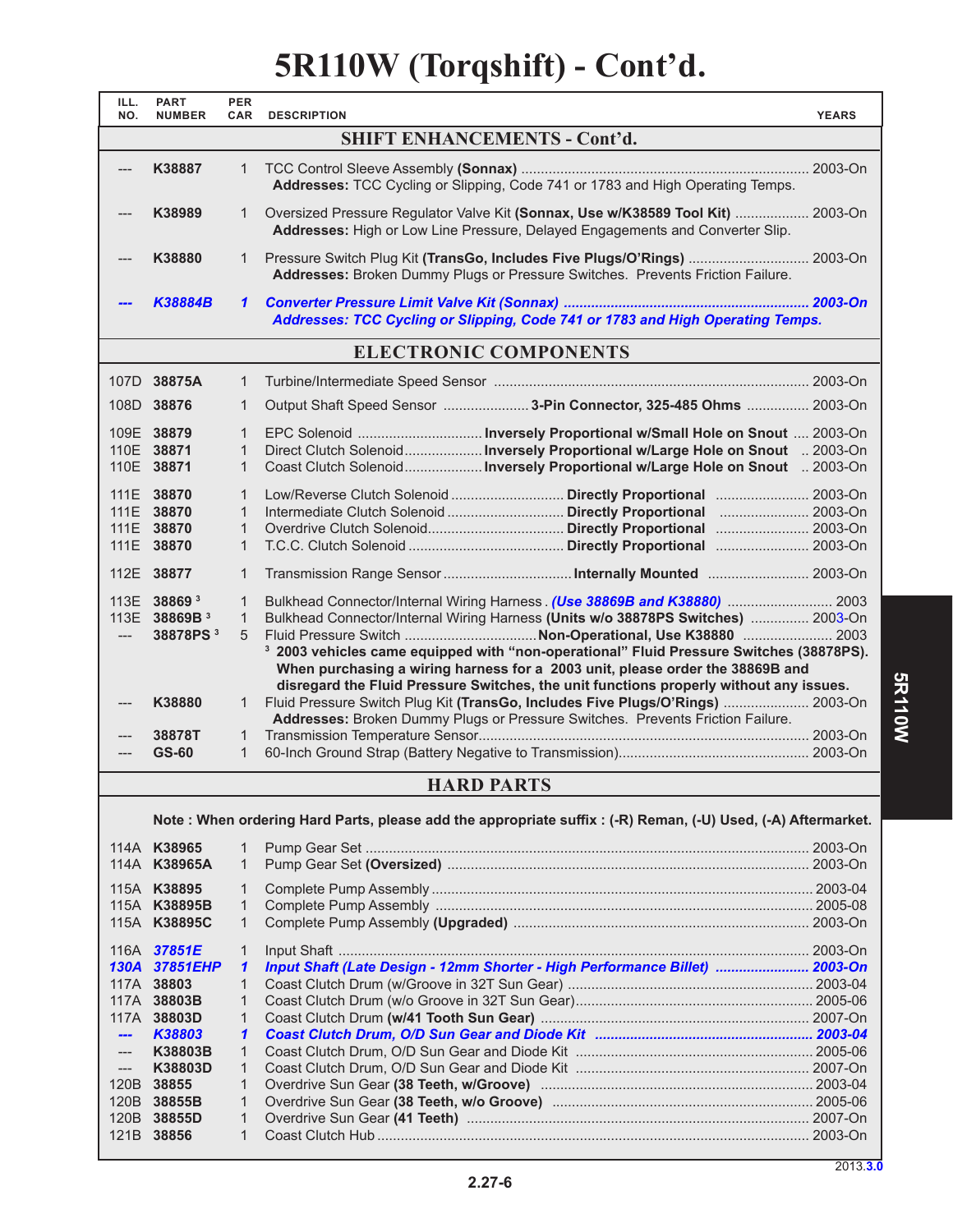# 5R110W (Torqshift) - Cont'd.

| ILL. NO. | PART NUMBER | PER CAR | DESCRIPTION | YEARS |
|---|---|---|---|---|
| | | | **SHIFT ENHANCEMENTS - Cont'd.** | |
| --- | **K38887** | 1 | TCC Control Sleeve Assembly **(Sonnax)** ............ **Addresses:** TCC Cycling or Slipping, Code 741 or 1783 and High Operating Temps. | 2003-On |
| --- | **K38989** | 1 | Oversized Pressure Regulator Valve Kit **(Sonnax, Use w/K38589 Tool Kit)** ............ **Addresses:** High or Low Line Pressure, Delayed Engagements and Converter Slip. | 2003-On |
| --- | **K38880** | 1 | Pressure Switch Plug Kit **(TransGo, Includes Five Plugs/O'Rings)** ............ **Addresses:** Broken Dummy Plugs or Pressure Switches. Prevents Friction Failure. | 2003-On |
| ***---*** | ***K38884B*** | ***1*** | ***Converter Pressure Limit Valve Kit (Sonnax) ............ Addresses: TCC Cycling or Slipping, Code 741 or 1783 and High Operating Temps.*** | ***2003-On*** |
| | | | **ELECTRONIC COMPONENTS** | |
| 107D | **38875A** | 1 | Turbine/Intermediate Speed Sensor ............ | 2003-On |
| 108D | **38876** | 1 | Output Shaft Speed Sensor ............ **3-Pin Connector, 325-485 Ohms** ............ | 2003-On |
| 109E | **38879** | 1 | EPC Solenoid ............ **Inversely Proportional w/Small Hole on Snout** .... | 2003-On |
| 110E | **38871** | 1 | Direct Clutch Solenoid............ **Inversely Proportional w/Large Hole on Snout** .. | 2003-On |
| 110E | **38871** | 1 | Coast Clutch Solenoid............ **Inversely Proportional w/Large Hole on Snout** .. | 2003-On |
| 111E | **38870** | 1 | Low/Reverse Clutch Solenoid ............ **Directly Proportional** ............ | 2003-On |
| 111E | **38870** | 1 | Intermediate Clutch Solenoid ............ **Directly Proportional** ............ | 2003-On |
| 111E | **38870** | 1 | Overdrive Clutch Solenoid............ **Directly Proportional** ............ | 2003-On |
| 111E | **38870** | 1 | T.C.C. Clutch Solenoid ............ **Directly Proportional** ............ | 2003-On |
| 112E | **38877** | 1 | Transmission Range Sensor ............ **Internally Mounted** ............ | 2003-On |
| 113E | **38869** [3] | 1 | Bulkhead Connector/Internal Wiring Harness . ***(Use 38869B and K38880)*** ............ | 2003 |
| 113E | **38869B** [3] | 1 | Bulkhead Connector/Internal Wiring Harness **(Units w/o 38878PS Switches)** ............ | 2003-On |
| --- | **38878PS** [3] | 5 | Fluid Pressure Switch ............ **Non-Operational, Use K38880** ............ **[3] 2003 vehicles came equipped with "non-operational" Fluid Pressure Switches (38878PS). When purchasing a wiring harness for a 2003 unit, please order the 38869B and disregard the Fluid Pressure Switches, the unit functions properly without any issues.** | 2003 |
| --- | **K38880** | 1 | Fluid Pressure Switch Plug Kit **(TransGo, Includes Five Plugs/O'Rings)** ............ **Addresses:** Broken Dummy Plugs or Pressure Switches. Prevents Friction Failure. | 2003-On |
| --- | **38878T** | 1 | Transmission Temperature Sensor............ | 2003-On |
| --- | **GS-60** | 1 | 60-Inch Ground Strap (Battery Negative to Transmission)............ | 2003-On |
| | | | **HARD PARTS** | |
| | | | **Note : When ordering Hard Parts, please add the appropriate suffix : (-R) Reman, (-U) Used, (-A) Aftermarket.** | |
| 114A | **K38965** | 1 | Pump Gear Set ............ | 2003-On |
| 114A | **K38965A** | 1 | Pump Gear Set **(Oversized)** ............ | 2003-On |
| 115A | **K38895** | 1 | Complete Pump Assembly ............ | 2003-04 |
| 115A | **K38895B** | 1 | Complete Pump Assembly ............ | 2005-08 |
| 115A | **K38895C** | 1 | Complete Pump Assembly **(Upgraded)** ............ | 2003-On |
| 116A | ***37851E*** | 1 | Input Shaft ............ | 2003-On |
| ***130A*** | ***37851EHP*** | ***1*** | ***Input Shaft (Late Design - 12mm Shorter - High Performance Billet)*** ............ | ***2003-On*** |
| 117A | **38803** | 1 | Coast Clutch Drum (w/Groove in 32T Sun Gear) ............ | 2003-04 |
| 117A | **38803B** | 1 | Coast Clutch Drum (w/o Groove in 32T Sun Gear)............ | 2005-06 |
| 117A | **38803D** | 1 | Coast Clutch Drum **(w/41 Tooth Sun Gear)** ............ | 2007-On |
| ***---*** | ***K38803*** | ***1*** | ***Coast Clutch Drum, O/D Sun Gear and Diode Kit*** ............ | ***2003-04*** |
| --- | **K38803B** | 1 | Coast Clutch Drum, O/D Sun Gear and Diode Kit ............ | 2005-06 |
| --- | **K38803D** | 1 | Coast Clutch Drum, O/D Sun Gear and Diode Kit ............ | 2007-On |
| 120B | **38855** | 1 | Overdrive Sun Gear **(38 Teeth, w/Groove)** ............ | 2003-04 |
| 120B | **38855B** | 1 | Overdrive Sun Gear **(38 Teeth, w/o Groove)** ............ | 2005-06 |
| 120B | **38855D** | 1 | Overdrive Sun Gear **(41 Teeth)** ............ | 2007-On |
| 121B | **38856** | 1 | Coast Clutch Hub ............ | 2003-On |

2013.3.0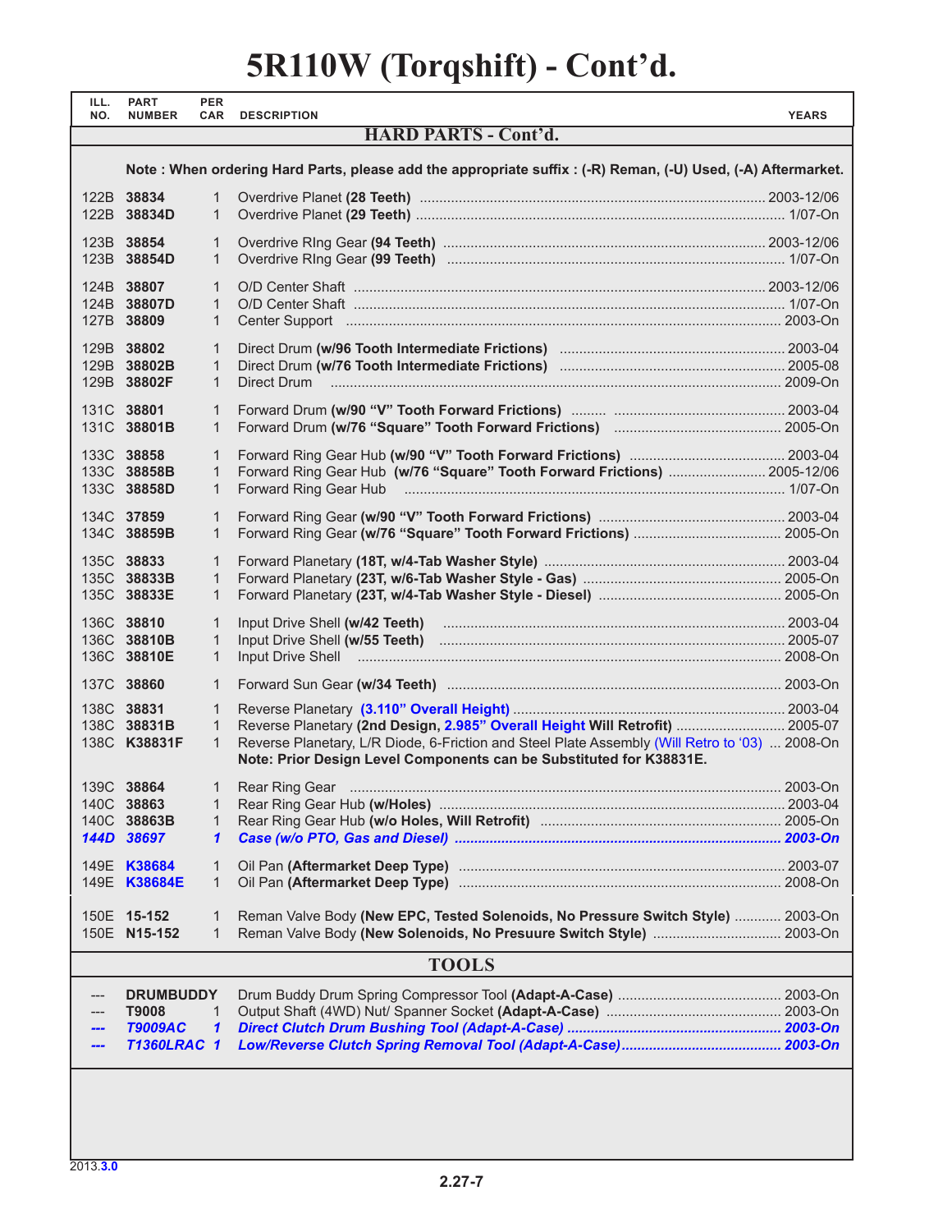# 5R110W (Torqshift) - Cont'd.

| ILL. NO. | PART NUMBER | PER CAR | DESCRIPTION | YEARS |
|---|---|---|---|---|
| | | | **HARD PARTS - Cont'd.** | |
| | | | **Note : When ordering Hard Parts, please add the appropriate suffix : (-R) Reman, (-U) Used, (-A) Aftermarket.** | |
| 122B | **38834** | 1 | Overdrive Planet **(28 Teeth)** | 2003-12/06 |
| 122B | **38834D** | 1 | Overdrive Planet **(29 Teeth)** | 1/07-On |
| 123B | **38854** | 1 | Overdrive RIng Gear **(94 Teeth)** | 2003-12/06 |
| 123B | **38854D** | 1 | Overdrive RIng Gear **(99 Teeth)** | 1/07-On |
| 124B | **38807** | 1 | O/D Center Shaft | 2003-12/06 |
| 124B | **38807D** | 1 | O/D Center Shaft | 1/07-On |
| 127B | **38809** | 1 | Center Support | 2003-On |
| 129B | **38802** | 1 | Direct Drum **(w/96 Tooth Intermediate Frictions)** | 2003-04 |
| 129B | **38802B** | 1 | Direct Drum **(w/76 Tooth Intermediate Frictions)** | 2005-08 |
| 129B | **38802F** | 1 | Direct Drum | 2009-On |
| 131C | **38801** | 1 | Forward Drum **(w/90 "V" Tooth Forward Frictions)** | 2003-04 |
| 131C | **38801B** | 1 | Forward Drum **(w/76 "Square" Tooth Forward Frictions)** | 2005-On |
| 133C | **38858** | 1 | Forward Ring Gear Hub **(w/90 "V" Tooth Forward Frictions)** | 2003-04 |
| 133C | **38858B** | 1 | Forward Ring Gear Hub **(w/76 "Square" Tooth Forward Frictions)** | 2005-12/06 |
| 133C | **38858D** | 1 | Forward Ring Gear Hub | 1/07-On |
| 134C | **37859** | 1 | Forward Ring Gear **(w/90 "V" Tooth Forward Frictions)** | 2003-04 |
| 134C | **38859B** | 1 | Forward Ring Gear **(w/76 "Square" Tooth Forward Frictions)** | 2005-On |
| 135C | **38833** | 1 | Forward Planetary **(18T, w/4-Tab Washer Style)** | 2003-04 |
| 135C | **38833B** | 1 | Forward Planetary **(23T, w/6-Tab Washer Style - Gas)** | 2005-On |
| 135C | **38833E** | 1 | Forward Planetary **(23T, w/4-Tab Washer Style - Diesel)** | 2005-On |
| 136C | **38810** | 1 | Input Drive Shell **(w/42 Teeth)** | 2003-04 |
| 136C | **38810B** | 1 | Input Drive Shell **(w/55 Teeth)** | 2005-07 |
| 136C | **38810E** | 1 | Input Drive Shell | 2008-On |
| 137C | **38860** | 1 | Forward Sun Gear **(w/34 Teeth)** | 2003-On |
| 138C | **38831** | 1 | Reverse Planetary **(3.110" Overall Height)** | 2003-04 |
| 138C | **38831B** | 1 | Reverse Planetary **(2nd Design, 2.985" Overall Height Will Retrofit)** | 2005-07 |
| 138C | **K38831F** | 1 | Reverse Planetary, L/R Diode, 6-Friction and Steel Plate Assembly (Will Retro to '03) **Note: Prior Design Level Components can be Substituted for K38831E.** | 2008-On |
| 139C | **38864** | 1 | Rear Ring Gear | 2003-On |
| 140C | **38863** | 1 | Rear Ring Gear Hub **(w/Holes)** | 2003-04 |
| 140C | **38863B** | 1 | Rear Ring Gear Hub **(w/o Holes, Will Retrofit)** | 2005-On |
| ***144D*** | ***38697*** | ***1*** | ***Case (w/o PTO, Gas and Diesel)*** | ***2003-On*** |
| 149E | **K38684** | 1 | Oil Pan **(Aftermarket Deep Type)** | 2003-07 |
| 149E | **K38684E** | 1 | Oil Pan **(Aftermarket Deep Type)** | 2008-On |
| 150E | **15-152** | 1 | Reman Valve Body **(New EPC, Tested Solenoids, No Pressure Switch Style)** | 2003-On |
| 150E | **N15-152** | 1 | Reman Valve Body **(New Solenoids, No Presuure Switch Style)** | 2003-On |
| | | | **TOOLS** | |
| --- | **DRUMBUDDY** | | Drum Buddy Drum Spring Compressor Tool **(Adapt-A-Case)** | 2003-On |
| --- | **T9008** | 1 | Output Shaft (4WD) Nut/ Spanner Socket **(Adapt-A-Case)** | 2003-On |
| --- | ***T9009AC*** | ***1*** | ***Direct Clutch Drum Bushing Tool (Adapt-A-Case)*** | ***2003-On*** |
| --- | ***T1360LRAC*** | ***1*** | ***Low/Reverse Clutch Spring Removal Tool (Adapt-A-Case)*** | ***2003-On*** |

2013.3.0